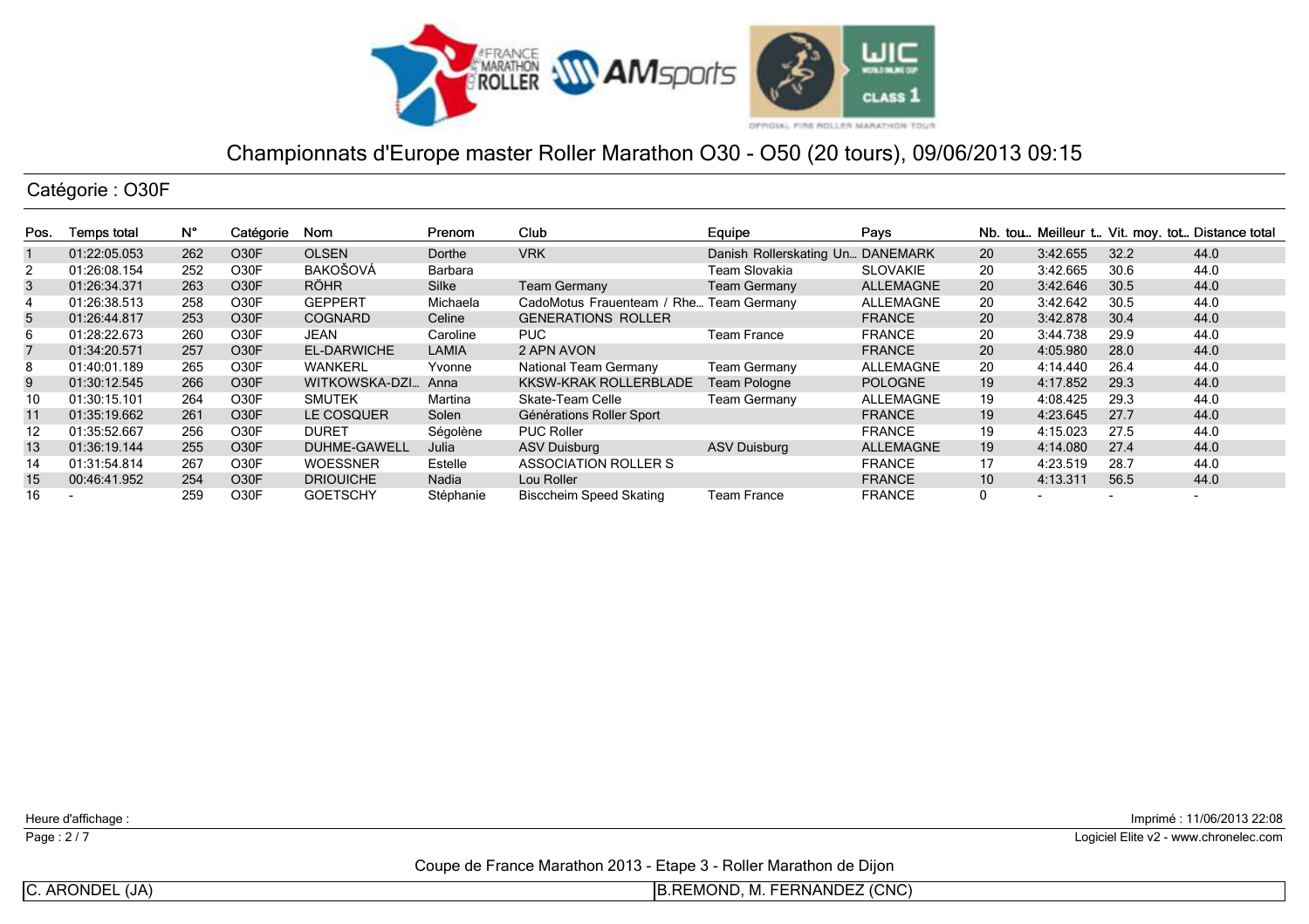# Championnats d'Europe master Roller Marathon O30 - O50 (20 tours), 09/06/2013 09:15

## Catégorie : O30F

| Pos. | Temps total | N° | Catégorie | Nom | Prenom | Club | Equipe | Pays | Nb. tou.. | Meilleur t.. | Vit. moy. tot.. | Distance total |
|---|---|---|---|---|---|---|---|---|---|---|---|---|
| 1 | 01:22:05.053 | 262 | O30F | OLSEN | Dorthe | VRK | Danish Rollerskating Un.. | DANEMARK | 20 | 3:42.655 | 32.2 | 44.0 |
| 2 | 01:26:08.154 | 252 | O30F | BAKOŠOVÁ | Barbara | | Team Slovakia | SLOVAKIE | 20 | 3:42.665 | 30.6 | 44.0 |
| 3 | 01:26:34.371 | 263 | O30F | RÖHR | Silke | Team Germany | Team Germany | ALLEMAGNE | 20 | 3:42.646 | 30.5 | 44.0 |
| 4 | 01:26:38.513 | 258 | O30F | GEPPERT | Michaela | CadoMotus Frauenteam / Rhe.. | Team Germany | ALLEMAGNE | 20 | 3:42.642 | 30.5 | 44.0 |
| 5 | 01:26:44.817 | 253 | O30F | COGNARD | Celine | GENERATIONS ROLLER | | FRANCE | 20 | 3:42.878 | 30.4 | 44.0 |
| 6 | 01:28:22.673 | 260 | O30F | JEAN | Caroline | PUC | Team France | FRANCE | 20 | 3:44.738 | 29.9 | 44.0 |
| 7 | 01:34:20.571 | 257 | O30F | EL-DARWICHE | LAMIA | 2 APN AVON | | FRANCE | 20 | 4:05.980 | 28.0 | 44.0 |
| 8 | 01:40:01.189 | 265 | O30F | WANKERL | Yvonne | National Team Germany | Team Germany | ALLEMAGNE | 20 | 4:14.440 | 26.4 | 44.0 |
| 9 | 01:30:12.545 | 266 | O30F | WITKOWSKA-DZI.. | Anna | KKSW-KRAK ROLLERBLADE | Team Pologne | POLOGNE | 19 | 4:17.852 | 29.3 | 44.0 |
| 10 | 01:30:15.101 | 264 | O30F | SMUTEK | Martina | Skate-Team Celle | Team Germany | ALLEMAGNE | 19 | 4:08.425 | 29.3 | 44.0 |
| 11 | 01:35:19.662 | 261 | O30F | LE COSQUER | Solen | Générations Roller Sport | | FRANCE | 19 | 4:23.645 | 27.7 | 44.0 |
| 12 | 01:35:52.667 | 256 | O30F | DURET | Ségolène | PUC Roller | | FRANCE | 19 | 4:15.023 | 27.5 | 44.0 |
| 13 | 01:36:19.144 | 255 | O30F | DUHME-GAWELL | Julia | ASV Duisburg | ASV Duisburg | ALLEMAGNE | 19 | 4:14.080 | 27.4 | 44.0 |
| 14 | 01:31:54.814 | 267 | O30F | WOESSNER | Estelle | ASSOCIATION ROLLER S | | FRANCE | 17 | 4:23.519 | 28.7 | 44.0 |
| 15 | 00:46:41.952 | 254 | O30F | DRIOUICHE | Nadia | Lou Roller | | FRANCE | 10 | 4:13.311 | 56.5 | 44.0 |
| 16 | - | 259 | O30F | GOETSCHY | Stéphanie | Bisccheim Speed Skating | Team France | FRANCE | 0 | - | - | - |

Heure d'affichage :

Imprimé : 11/06/2013 22:08

Logiciel Elite v2 - www.chronelec.com

Coupe de France Marathon 2013 - Etape 3 - Roller Marathon de Dijon

| C. ARONDEL (JA) | B.REMOND, M. FERNANDEZ (CNC) |
|---|---|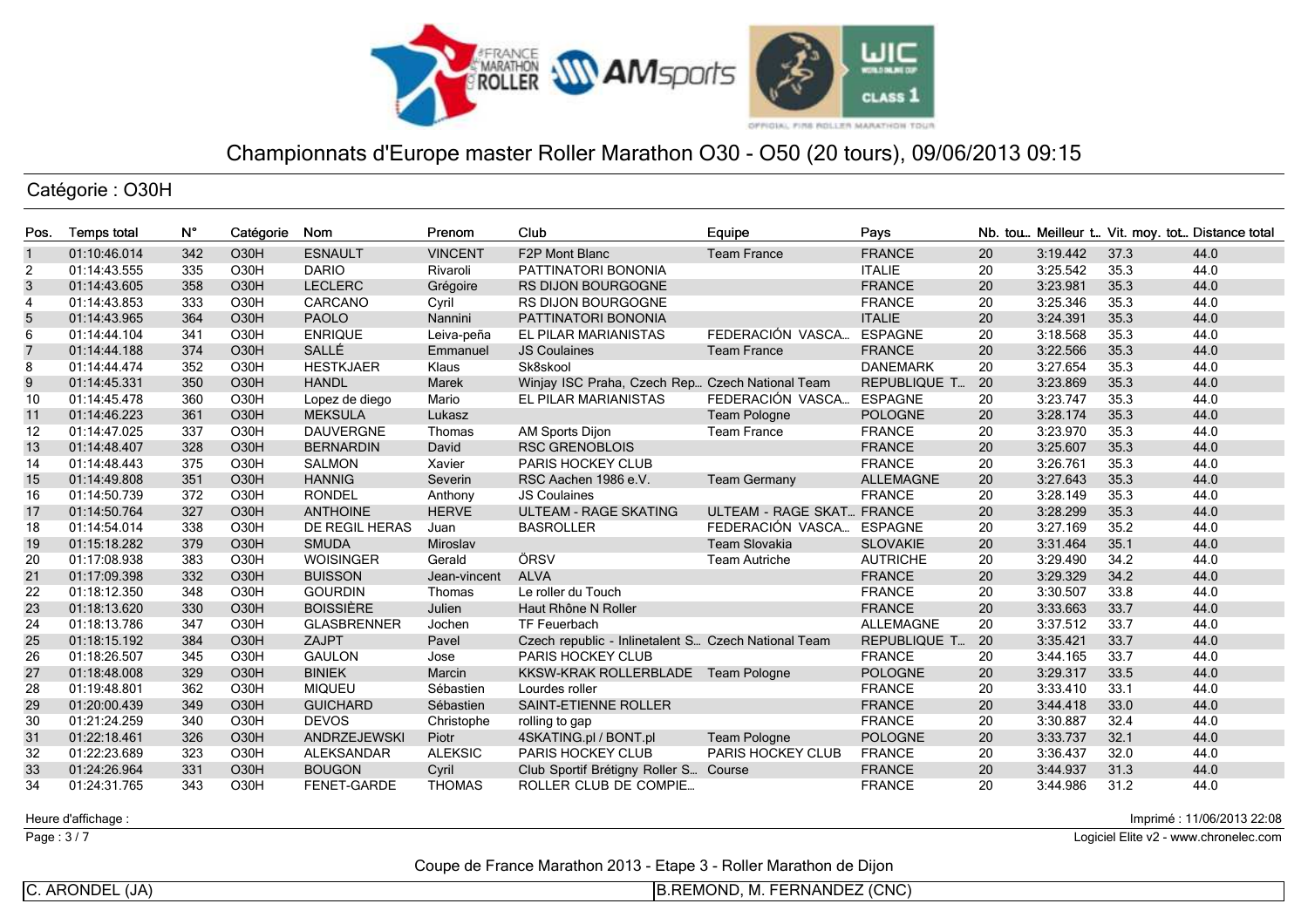# Championnats d'Europe master Roller Marathon O30 - O50 (20 tours), 09/06/2013 09:15

## Catégorie : O30H

| Pos. | Temps total | N° | Catégorie | Nom | Prenom | Club | Equipe | Pays | Nb. tou.. | Meilleur t.. | Vit. moy. tot.. | Distance total |
|---|---|---|---|---|---|---|---|---|---|---|---|---|
| 1 | 01:10:46.014 | 342 | O30H | ESNAULT | VINCENT | F2P Mont Blanc | Team France | FRANCE | 20 | 3:19.442 | 37.3 | 44.0 |
| 2 | 01:14:43.555 | 335 | O30H | DARIO | Rivaroli | PATTINATORI BONONIA | | ITALIE | 20 | 3:25.542 | 35.3 | 44.0 |
| 3 | 01:14:43.605 | 358 | O30H | LECLERC | Grégoire | RS DIJON BOURGOGNE | | FRANCE | 20 | 3:23.981 | 35.3 | 44.0 |
| 4 | 01:14:43.853 | 333 | O30H | CARCANO | Cyril | RS DIJON BOURGOGNE | | FRANCE | 20 | 3:25.346 | 35.3 | 44.0 |
| 5 | 01:14:43.965 | 364 | O30H | PAOLO | Nannini | PATTINATORI BONONIA | | ITALIE | 20 | 3:24.391 | 35.3 | 44.0 |
| 6 | 01:14:44.104 | 341 | O30H | ENRIQUE | Leiva-peña | EL PILAR MARIANISTAS | FEDERACIÓN VASCA... | ESPAGNE | 20 | 3:18.568 | 35.3 | 44.0 |
| 7 | 01:14:44.188 | 374 | O30H | SALLÉ | Emmanuel | JS Coulaines | Team France | FRANCE | 20 | 3:22.566 | 35.3 | 44.0 |
| 8 | 01:14:44.474 | 352 | O30H | HESTKJAER | Klaus | Sk8skool | | DANEMARK | 20 | 3:27.654 | 35.3 | 44.0 |
| 9 | 01:14:45.331 | 350 | O30H | HANDL | Marek | Winjay ISC Praha, Czech Rep... | Czech National Team | REPUBLIQUE T... | 20 | 3:23.869 | 35.3 | 44.0 |
| 10 | 01:14:45.478 | 360 | O30H | Lopez de diego | Mario | EL PILAR MARIANISTAS | FEDERACIÓN VASCA... | ESPAGNE | 20 | 3:23.747 | 35.3 | 44.0 |
| 11 | 01:14:46.223 | 361 | O30H | MEKSULA | Lukasz | | Team Pologne | POLOGNE | 20 | 3:28.174 | 35.3 | 44.0 |
| 12 | 01:14:47.025 | 337 | O30H | DAUVERGNE | Thomas | AM Sports Dijon | Team France | FRANCE | 20 | 3:23.970 | 35.3 | 44.0 |
| 13 | 01:14:48.407 | 328 | O30H | BERNARDIN | David | RSC GRENOBLOIS | | FRANCE | 20 | 3:25.607 | 35.3 | 44.0 |
| 14 | 01:14:48.443 | 375 | O30H | SALMON | Xavier | PARIS HOCKEY CLUB | | FRANCE | 20 | 3:26.761 | 35.3 | 44.0 |
| 15 | 01:14:49.808 | 351 | O30H | HANNIG | Severin | RSC Aachen 1986 e.V. | Team Germany | ALLEMAGNE | 20 | 3:27.643 | 35.3 | 44.0 |
| 16 | 01:14:50.739 | 372 | O30H | RONDEL | Anthony | JS Coulaines | | FRANCE | 20 | 3:28.149 | 35.3 | 44.0 |
| 17 | 01:14:50.764 | 327 | O30H | ANTHOINE | HERVE | ULTEAM - RAGE SKATING | ULTEAM - RAGE SKAT... | FRANCE | 20 | 3:28.299 | 35.3 | 44.0 |
| 18 | 01:14:54.014 | 338 | O30H | DE REGIL HERAS | Juan | BASROLLER | FEDERACIÓN VASCA... | ESPAGNE | 20 | 3:27.169 | 35.2 | 44.0 |
| 19 | 01:15:18.282 | 379 | O30H | SMUDA | Miroslav | | Team Slovakia | SLOVAKIE | 20 | 3:31.464 | 35.1 | 44.0 |
| 20 | 01:17:08.938 | 383 | O30H | WOISINGER | Gerald | ÖRSV | Team Autriche | AUTRICHE | 20 | 3:29.490 | 34.2 | 44.0 |
| 21 | 01:17:09.398 | 332 | O30H | BUISSON | Jean-vincent | ALVA | | FRANCE | 20 | 3:29.329 | 34.2 | 44.0 |
| 22 | 01:18:12.350 | 348 | O30H | GOURDIN | Thomas | Le roller du Touch | | FRANCE | 20 | 3:30.507 | 33.8 | 44.0 |
| 23 | 01:18:13.620 | 330 | O30H | BOISSIÈRE | Julien | Haut Rhône N Roller | | FRANCE | 20 | 3:33.663 | 33.7 | 44.0 |
| 24 | 01:18:13.786 | 347 | O30H | GLASBRENNER | Jochen | TF Feuerbach | | ALLEMAGNE | 20 | 3:37.512 | 33.7 | 44.0 |
| 25 | 01:18:15.192 | 384 | O30H | ZAJPT | Pavel | Czech republic - Inlinetalent S... | Czech National Team | REPUBLIQUE T... | 20 | 3:35.421 | 33.7 | 44.0 |
| 26 | 01:18:26.507 | 345 | O30H | GAULON | Jose | PARIS HOCKEY CLUB | | FRANCE | 20 | 3:44.165 | 33.7 | 44.0 |
| 27 | 01:18:48.008 | 329 | O30H | BINIEK | Marcin | KKSW-KRAK ROLLERBLADE | Team Pologne | POLOGNE | 20 | 3:29.317 | 33.5 | 44.0 |
| 28 | 01:19:48.801 | 362 | O30H | MIQUEU | Sébastien | Lourdes roller | | FRANCE | 20 | 3:33.410 | 33.1 | 44.0 |
| 29 | 01:20:00.439 | 349 | O30H | GUICHARD | Sébastien | SAINT-ETIENNE ROLLER | | FRANCE | 20 | 3:44.418 | 33.0 | 44.0 |
| 30 | 01:21:24.259 | 340 | O30H | DEVOS | Christophe | rolling to gap | | FRANCE | 20 | 3:30.887 | 32.4 | 44.0 |
| 31 | 01:22:18.461 | 326 | O30H | ANDRZEJEWSKI | Piotr | 4SKATING.pl / BONT.pl | Team Pologne | POLOGNE | 20 | 3:33.737 | 32.1 | 44.0 |
| 32 | 01:22:23.689 | 323 | O30H | ALEKSANDAR | ALEKSIC | PARIS HOCKEY CLUB | PARIS HOCKEY CLUB | FRANCE | 20 | 3:36.437 | 32.0 | 44.0 |
| 33 | 01:24:26.964 | 331 | O30H | BOUGON | Cyril | Club Sportif Brétigny Roller S... | Course | FRANCE | 20 | 3:44.937 | 31.3 | 44.0 |
| 34 | 01:24:31.765 | 343 | O30H | FENET-GARDE | THOMAS | ROLLER CLUB DE COMPIE... | | FRANCE | 20 | 3:44.986 | 31.2 | 44.0 |

Heure d'affichage :

Imprimé : 11/06/2013 22:08

Logiciel Elite v2 - www.chronelec.com

Coupe de France Marathon 2013 - Etape 3 - Roller Marathon de Dijon

C. ARONDEL (JA) | B.REMOND, M. FERNANDEZ (CNC)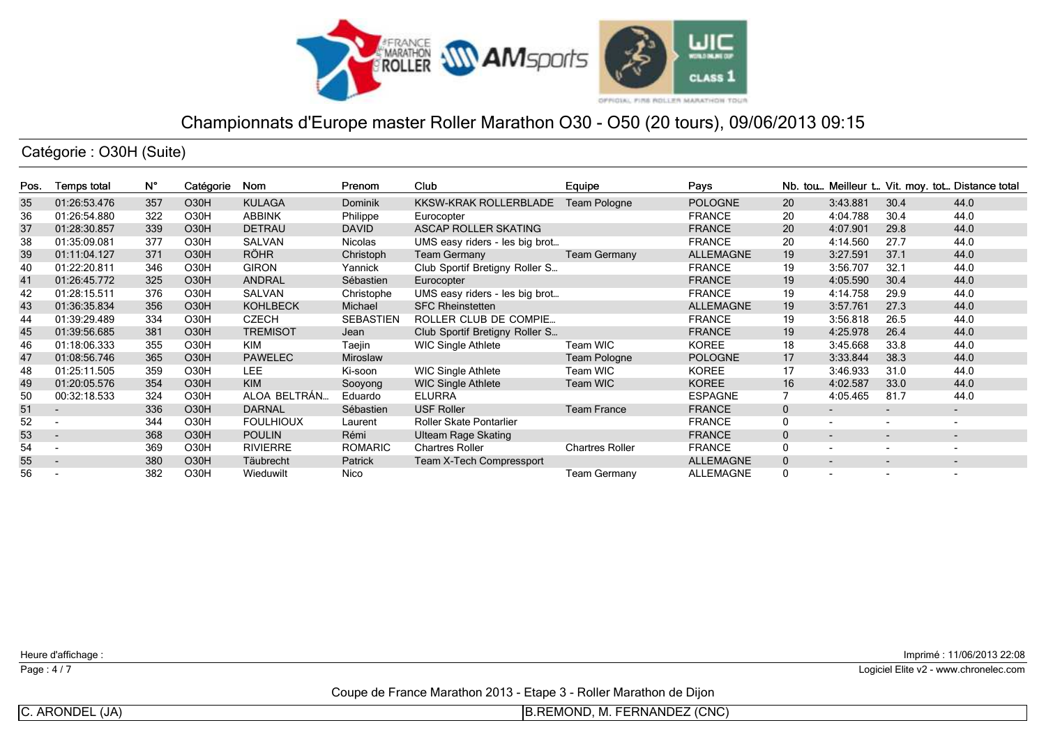# Championnats d'Europe master Roller Marathon O30 - O50 (20 tours), 09/06/2013 09:15

## Catégorie : O30H (Suite)

| Pos. | Temps total | N° | Catégorie | Nom | Prenom | Club | Equipe | Pays | Nb. tou.. | Meilleur t.. | Vit. moy. tot.. | Distance total |
|---|---|---|---|---|---|---|---|---|---|---|---|---|
| 35 | 01:26:53.476 | 357 | O30H | KULAGA | Dominik | KKSW-KRAK ROLLERBLADE | Team Pologne | POLOGNE | 20 | 3:43.881 | 30.4 | 44.0 |
| 36 | 01:26:54.880 | 322 | O30H | ABBINK | Philippe | Eurocopter | | FRANCE | 20 | 4:04.788 | 30.4 | 44.0 |
| 37 | 01:28:30.857 | 339 | O30H | DETRAU | DAVID | ASCAP ROLLER SKATING | | FRANCE | 20 | 4:07.901 | 29.8 | 44.0 |
| 38 | 01:35:09.081 | 377 | O30H | SALVAN | Nicolas | UMS easy riders - les big brot... | | FRANCE | 20 | 4:14.560 | 27.7 | 44.0 |
| 39 | 01:11:04.127 | 371 | O30H | RÖHR | Christoph | Team Germany | Team Germany | ALLEMAGNE | 19 | 3:27.591 | 37.1 | 44.0 |
| 40 | 01:22:20.811 | 346 | O30H | GIRON | Yannick | Club Sportif Bretigny Roller S... | | FRANCE | 19 | 3:56.707 | 32.1 | 44.0 |
| 41 | 01:26:45.772 | 325 | O30H | ANDRAL | Sébastien | Eurocopter | | FRANCE | 19 | 4:05.590 | 30.4 | 44.0 |
| 42 | 01:28:15.511 | 376 | O30H | SALVAN | Christophe | UMS easy riders - les big brot... | | FRANCE | 19 | 4:14.758 | 29.9 | 44.0 |
| 43 | 01:36:35.834 | 356 | O30H | KOHLBECK | Michael | SFC Rheinstetten | | ALLEMAGNE | 19 | 3:57.761 | 27.3 | 44.0 |
| 44 | 01:39:29.489 | 334 | O30H | CZECH | SEBASTIEN | ROLLER CLUB DE COMPIE... | | FRANCE | 19 | 3:56.818 | 26.5 | 44.0 |
| 45 | 01:39:56.685 | 381 | O30H | TREMISOT | Jean | Club Sportif Bretigny Roller S... | | FRANCE | 19 | 4:25.978 | 26.4 | 44.0 |
| 46 | 01:18:06.333 | 355 | O30H | KIM | Taejin | WIC Single Athlete | Team WIC | KOREE | 18 | 3:45.668 | 33.8 | 44.0 |
| 47 | 01:08:56.746 | 365 | O30H | PAWELEC | Miroslaw | | Team Pologne | POLOGNE | 17 | 3:33.844 | 38.3 | 44.0 |
| 48 | 01:25:11.505 | 359 | O30H | LEE | Ki-soon | WIC Single Athlete | Team WIC | KOREE | 17 | 3:46.933 | 31.0 | 44.0 |
| 49 | 01:20:05.576 | 354 | O30H | KIM | Sooyong | WIC Single Athlete | Team WIC | KOREE | 16 | 4:02.587 | 33.0 | 44.0 |
| 50 | 00:32:18.533 | 324 | O30H | ALOA BELTRÁN... | Eduardo | ELURRA | | ESPAGNE | 7 | 4:05.465 | 81.7 | 44.0 |
| 51 | - | 336 | O30H | DARNAL | Sébastien | USF Roller | Team France | FRANCE | 0 | - | - | - |
| 52 | - | 344 | O30H | FOULHIOUX | Laurent | Roller Skate Pontarlier | | FRANCE | 0 | - | - | - |
| 53 | - | 368 | O30H | POULIN | Rémi | Ulteam Rage Skating | | FRANCE | 0 | - | - | - |
| 54 | - | 369 | O30H | RIVIERRE | ROMARIC | Chartres Roller | Chartres Roller | FRANCE | 0 | - | - | - |
| 55 | - | 380 | O30H | Täubrecht | Patrick | Team X-Tech Compressport | | ALLEMAGNE | 0 | - | - | - |
| 56 | - | 382 | O30H | Wieduwilt | Nico | | Team Germany | ALLEMAGNE | 0 | - | - | - |

Heure d'affichage :

Imprimé : 11/06/2013 22:08

Logiciel Elite v2 - www.chronelec.com

Coupe de France Marathon 2013 - Etape 3 - Roller Marathon de Dijon

C. ARONDEL (JA) | B.REMOND, M. FERNANDEZ (CNC)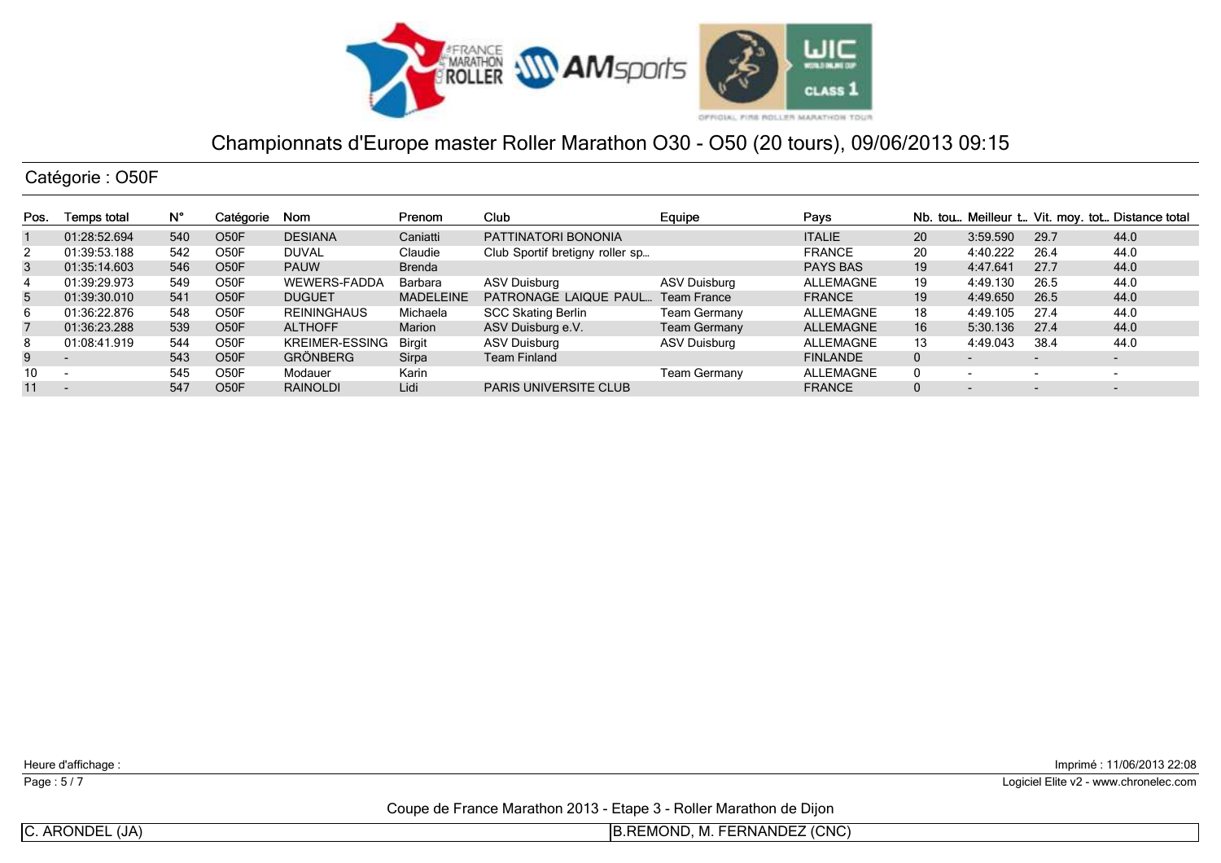# Championnats d'Europe master Roller Marathon O30 - O50 (20 tours), 09/06/2013 09:15

## Catégorie : O50F

| Pos. | Temps total | N° | Catégorie | Nom | Prenom | Club | Equipe | Pays | Nb. tou.. | Meilleur t.. | Vit. moy. tot.. | Distance total |
|---|---|---|---|---|---|---|---|---|---|---|---|---|
| 1 | 01:28:52.694 | 540 | O50F | DESIANA | Caniatti | PATTINATORI BONONIA | | ITALIE | 20 | 3:59.590 | 29.7 | 44.0 |
| 2 | 01:39:53.188 | 542 | O50F | DUVAL | Claudie | Club Sportif bretigny roller sp... | | FRANCE | 20 | 4:40.222 | 26.4 | 44.0 |
| 3 | 01:35:14.603 | 546 | O50F | PAUW | Brenda | | | PAYS BAS | 19 | 4:47.641 | 27.7 | 44.0 |
| 4 | 01:39:29.973 | 549 | O50F | WEWERS-FADDA | Barbara | ASV Duisburg | ASV Duisburg | ALLEMAGNE | 19 | 4:49.130 | 26.5 | 44.0 |
| 5 | 01:39:30.010 | 541 | O50F | DUGUET | MADELEINE | PATRONAGE LAIQUE PAUL... | Team France | FRANCE | 19 | 4:49.650 | 26.5 | 44.0 |
| 6 | 01:36:22.876 | 548 | O50F | REININGHAUS | Michaela | SCC Skating Berlin | Team Germany | ALLEMAGNE | 18 | 4:49.105 | 27.4 | 44.0 |
| 7 | 01:36:23.288 | 539 | O50F | ALTHOFF | Marion | ASV Duisburg e.V. | Team Germany | ALLEMAGNE | 16 | 5:30.136 | 27.4 | 44.0 |
| 8 | 01:08:41.919 | 544 | O50F | KREIMER-ESSING | Birgit | ASV Duisburg | ASV Duisburg | ALLEMAGNE | 13 | 4:49.043 | 38.4 | 44.0 |
| 9 | - | 543 | O50F | GRÖNBERG | Sirpa | Team Finland | | FINLANDE | 0 | - | - | - |
| 10 | - | 545 | O50F | Modauer | Karin | | Team Germany | ALLEMAGNE | 0 | - | - | - |
| 11 | - | 547 | O50F | RAINOLDI | Lidi | PARIS UNIVERSITE CLUB | | FRANCE | 0 | - | - | - |

Heure d'affichage :

Imprimé : 11/06/2013 22:08

Logiciel Elite v2 - www.chronelec.com

Coupe de France Marathon 2013 - Etape 3 - Roller Marathon de Dijon

C. ARONDEL (JA) | B.REMOND, M. FERNANDEZ (CNC)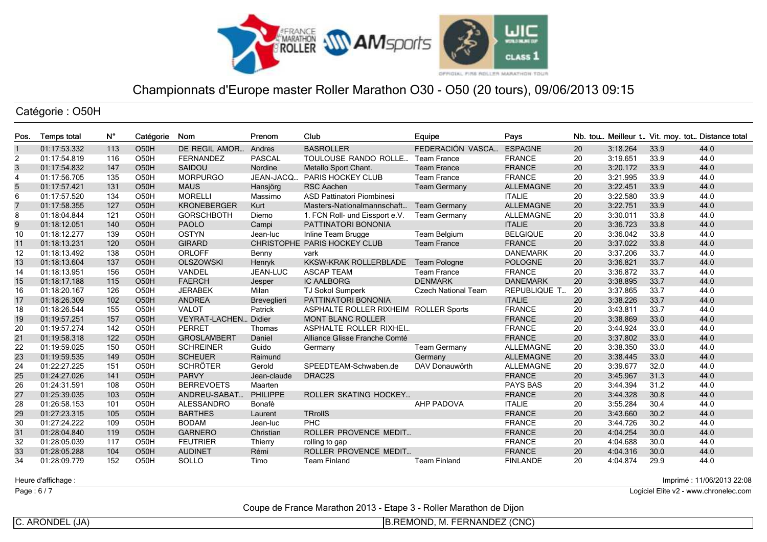# Championnats d'Europe master Roller Marathon O30 - O50 (20 tours), 09/06/2013 09:15

## Catégorie : O50H

| Pos. | Temps total | N° | Catégorie | Nom | Prenom | Club | Equipe | Pays | Nb. tou.. | Meilleur t.. | Vit. moy. tot.. | Distance total |
|---|---|---|---|---|---|---|---|---|---|---|---|---|
| 1 | 01:17:53.332 | 113 | O50H | DE REGIL AMOR... | Andres | BASROLLER | FEDERACIÓN VASCA... | ESPAGNE | 20 | 3:18.264 | 33.9 | 44.0 |
| 2 | 01:17:54.819 | 116 | O50H | FERNANDEZ | PASCAL | TOULOUSE RANDO ROLLE... | Team France | FRANCE | 20 | 3:19.651 | 33.9 | 44.0 |
| 3 | 01:17:54.832 | 147 | O50H | SAIDOU | Nordine | Metallo Sport Chant. | Team France | FRANCE | 20 | 3:20.172 | 33.9 | 44.0 |
| 4 | 01:17:56.705 | 135 | O50H | MORPURGO | JEAN-JACQ... | PARIS HOCKEY CLUB | Team France | FRANCE | 20 | 3:21.995 | 33.9 | 44.0 |
| 5 | 01:17:57.421 | 131 | O50H | MAUS | Hansjörg | RSC Aachen | Team Germany | ALLEMAGNE | 20 | 3:22.451 | 33.9 | 44.0 |
| 6 | 01:17:57.520 | 134 | O50H | MORELLI | Massimo | ASD Pattinatori Piombinesi | | ITALIE | 20 | 3:22.580 | 33.9 | 44.0 |
| 7 | 01:17:58.355 | 127 | O50H | KRONEBERGER | Kurt | Masters-Nationalmannschaft... | Team Germany | ALLEMAGNE | 20 | 3:22.751 | 33.9 | 44.0 |
| 8 | 01:18:04.844 | 121 | O50H | GORSCHBOTH | Diemo | 1. FCN Roll- und Eissport e.V. | Team Germany | ALLEMAGNE | 20 | 3:30.011 | 33.8 | 44.0 |
| 9 | 01:18:12.051 | 140 | O50H | PAOLO | Campi | PATTINATORI BONONIA | | ITALIE | 20 | 3:36.723 | 33.8 | 44.0 |
| 10 | 01:18:12.277 | 139 | O50H | OSTYN | Jean-luc | Inline Team Brugge | Team Belgium | BELGIQUE | 20 | 3:36.042 | 33.8 | 44.0 |
| 11 | 01:18:13.231 | 120 | O50H | GIRARD | CHRISTOPHE | PARIS HOCKEY CLUB | Team France | FRANCE | 20 | 3:37.022 | 33.8 | 44.0 |
| 12 | 01:18:13.492 | 138 | O50H | ORLOFF | Benny | vark | | DANEMARK | 20 | 3:37.206 | 33.7 | 44.0 |
| 13 | 01:18:13.604 | 137 | O50H | OLSZOWSKI | Henryk | KKSW-KRAK ROLLERBLADE | Team Pologne | POLOGNE | 20 | 3:36.821 | 33.7 | 44.0 |
| 14 | 01:18:13.951 | 156 | O50H | VANDEL | JEAN-LUC | ASCAP TEAM | Team France | FRANCE | 20 | 3:36.872 | 33.7 | 44.0 |
| 15 | 01:18:17.188 | 115 | O50H | FAERCH | Jesper | IC AALBORG | DENMARK | DANEMARK | 20 | 3:38.895 | 33.7 | 44.0 |
| 16 | 01:18:20.167 | 126 | O50H | JERABEK | Milan | TJ Sokol Sumperk | Czech National Team | REPUBLIQUE T... | 20 | 3:37.865 | 33.7 | 44.0 |
| 17 | 01:18:26.309 | 102 | O50H | ANDREA | Breveglieri | PATTINATORI BONONIA | | ITALIE | 20 | 3:38.226 | 33.7 | 44.0 |
| 18 | 01:18:26.544 | 155 | O50H | VALOT | Patrick | ASPHALTE ROLLER RIXHEIM | ROLLER Sports | FRANCE | 20 | 3:43.811 | 33.7 | 44.0 |
| 19 | 01:19:57.251 | 157 | O50H | VEYRAT-LACHEN... | Didier | MONT BLANC ROLLER | | FRANCE | 20 | 3:38.869 | 33.0 | 44.0 |
| 20 | 01:19:57.274 | 142 | O50H | PERRET | Thomas | ASPHALTE ROLLER RIXHEI... | | FRANCE | 20 | 3:44.924 | 33.0 | 44.0 |
| 21 | 01:19:58.318 | 122 | O50H | GROSLAMBERT | Daniel | Alliance Glisse Franche Comté | | FRANCE | 20 | 3:37.802 | 33.0 | 44.0 |
| 22 | 01:19:59.025 | 150 | O50H | SCHREINER | Guido | Germany | Team Germany | ALLEMAGNE | 20 | 3:38.350 | 33.0 | 44.0 |
| 23 | 01:19:59.535 | 149 | O50H | SCHEUER | Raimund | | Germany | ALLEMAGNE | 20 | 3:38.445 | 33.0 | 44.0 |
| 24 | 01:22:27.225 | 151 | O50H | SCHRÖTER | Gerold | SPEEDTEAM-Schwaben.de | DAV Donauwörth | ALLEMAGNE | 20 | 3:39.677 | 32.0 | 44.0 |
| 25 | 01:24:27.026 | 141 | O50H | PARVY | Jean-claude | DRAC2S | | FRANCE | 20 | 3:45.967 | 31.3 | 44.0 |
| 26 | 01:24:31.591 | 108 | O50H | BERREVOETS | Maarten | | | PAYS BAS | 20 | 3:44.394 | 31.2 | 44.0 |
| 27 | 01:25:39.035 | 103 | O50H | ANDREU-SABAT... | PHILIPPE | ROLLER SKATING HOCKEY... | | FRANCE | 20 | 3:44.328 | 30.8 | 44.0 |
| 28 | 01:26:58.153 | 101 | O50H | ALESSANDRO | Bonafè | | AHP PADOVA | ITALIE | 20 | 3:55.284 | 30.4 | 44.0 |
| 29 | 01:27:23.315 | 105 | O50H | BARTHES | Laurent | TRrollS | | FRANCE | 20 | 3:43.660 | 30.2 | 44.0 |
| 30 | 01:27:24.222 | 109 | O50H | BODAM | Jean-luc | PHC | | FRANCE | 20 | 3:44.726 | 30.2 | 44.0 |
| 31 | 01:28:04.840 | 119 | O50H | GARNERO | Christian | ROLLER PROVENCE MEDIT... | | FRANCE | 20 | 4:04.254 | 30.0 | 44.0 |
| 32 | 01:28:05.039 | 117 | O50H | FEUTRIER | Thierry | rolling to gap | | FRANCE | 20 | 4:04.688 | 30.0 | 44.0 |
| 33 | 01:28:05.288 | 104 | O50H | AUDINET | Rémi | ROLLER PROVENCE MEDIT... | | FRANCE | 20 | 4:04.316 | 30.0 | 44.0 |
| 34 | 01:28:09.779 | 152 | O50H | SOLLO | Timo | Team Finland | Team Finland | FINLANDE | 20 | 4:04.874 | 29.9 | 44.0 |

Heure d'affichage :

Imprimé : 11/06/2013 22:08

Logiciel Elite v2 - www.chronelec.com

Coupe de France Marathon 2013 - Etape 3 - Roller Marathon de Dijon

C. ARONDEL (JA) | B.REMOND, M. FERNANDEZ (CNC)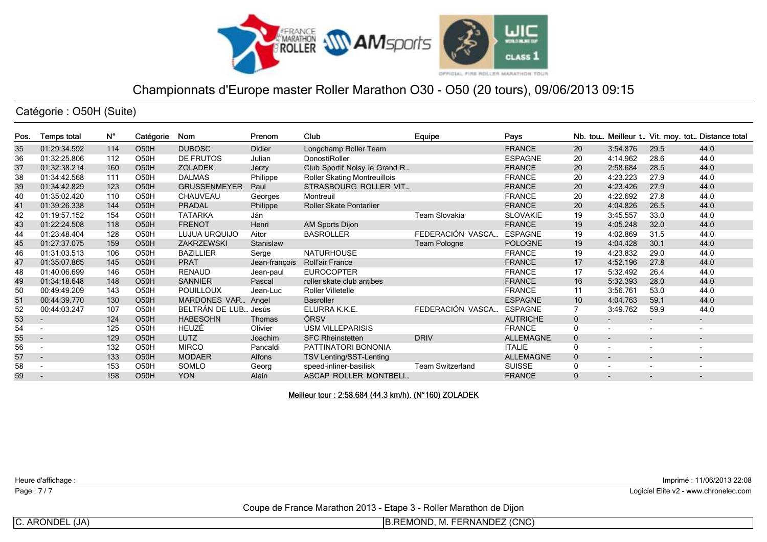# Championnats d'Europe master Roller Marathon O30 - O50 (20 tours), 09/06/2013 09:15

## Catégorie : O50H (Suite)

| Pos. | Temps total | N° | Catégorie | Nom | Prenom | Club | Equipe | Pays | Nb. tou... | Meilleur t... | Vit. moy. tot... | Distance total |
|---|---|---|---|---|---|---|---|---|---|---|---|---|
| 35 | 01:29:34.592 | 114 | O50H | DUBOSC | Didier | Longchamp Roller Team | | FRANCE | 20 | 3:54.876 | 29.5 | 44.0 |
| 36 | 01:32:25.806 | 112 | O50H | DE FRUTOS | Julian | DonostiRoller | | ESPAGNE | 20 | 4:14.962 | 28.6 | 44.0 |
| 37 | 01:32:38.214 | 160 | O50H | ZOLADEK | Jerzy | Club Sportif Noisy le Grand R... | | FRANCE | 20 | 2:58.684 | 28.5 | 44.0 |
| 38 | 01:34:42.568 | 111 | O50H | DALMAS | Philippe | Roller Skating Montreuillois | | FRANCE | 20 | 4:23.223 | 27.9 | 44.0 |
| 39 | 01:34:42.829 | 123 | O50H | GRUSSENMEYER | Paul | STRASBOURG ROLLER VIT... | | FRANCE | 20 | 4:23.426 | 27.9 | 44.0 |
| 40 | 01:35:02.420 | 110 | O50H | CHAUVEAU | Georges | Montreuil | | FRANCE | 20 | 4:22.692 | 27.8 | 44.0 |
| 41 | 01:39:26.338 | 144 | O50H | PRADAL | Philippe | Roller Skate Pontarlier | | FRANCE | 20 | 4:04.826 | 26.5 | 44.0 |
| 42 | 01:19:57.152 | 154 | O50H | TATARKA | Ján | | Team Slovakia | SLOVAKIE | 19 | 3:45.557 | 33.0 | 44.0 |
| 43 | 01:22:24.508 | 118 | O50H | FRENOT | Henri | AM Sports Dijon | | FRANCE | 19 | 4:05.248 | 32.0 | 44.0 |
| 44 | 01:23:48.404 | 128 | O50H | LUJUA URQUIJO | Aitor | BASROLLER | FEDERACIÓN VASCA... | ESPAGNE | 19 | 4:02.869 | 31.5 | 44.0 |
| 45 | 01:27:37.075 | 159 | O50H | ZAKRZEWSKI | Stanislaw | | Team Pologne | POLOGNE | 19 | 4:04.428 | 30.1 | 44.0 |
| 46 | 01:31:03.513 | 106 | O50H | BAZILLIER | Serge | NATURHOUSE | | FRANCE | 19 | 4:23.832 | 29.0 | 44.0 |
| 47 | 01:35:07.865 | 145 | O50H | PRAT | Jean-françois | Roll'air France | | FRANCE | 17 | 4:52.196 | 27.8 | 44.0 |
| 48 | 01:40:06.699 | 146 | O50H | RENAUD | Jean-paul | EUROCOPTER | | FRANCE | 17 | 5:32.492 | 26.4 | 44.0 |
| 49 | 01:34:18.648 | 148 | O50H | SANNIER | Pascal | roller skate club antibes | | FRANCE | 16 | 5:32.393 | 28.0 | 44.0 |
| 50 | 00:49:49.209 | 143 | O50H | POUILLOUX | Jean-Luc | Roller Villetelle | | FRANCE | 11 | 3:56.761 | 53.0 | 44.0 |
| 51 | 00:44:39.770 | 130 | O50H | MARDONES VAR... | Angel | Basroller | | ESPAGNE | 10 | 4:04.763 | 59.1 | 44.0 |
| 52 | 00:44:03.247 | 107 | O50H | BELTRÁN DE LUB... | Jesús | ELURRA K.K.E. | FEDERACIÓN VASCA... | ESPAGNE | 7 | 3:49.762 | 59.9 | 44.0 |
| 53 | - | 124 | O50H | HABESOHN | Thomas | ÖRSV | | AUTRICHE | 0 | - | - | - |
| 54 | - | 125 | O50H | HEUZÉ | Olivier | USM VILLEPARISIS | | FRANCE | 0 | - | - | - |
| 55 | - | 129 | O50H | LUTZ | Joachim | SFC Rheinstetten | DRIV | ALLEMAGNE | 0 | - | - | - |
| 56 | - | 132 | O50H | MIRCO | Pancaldi | PATTINATORI BONONIA | | ITALIE | 0 | - | - | - |
| 57 | - | 133 | O50H | MODAER | Alfons | TSV Lenting/SST-Lenting | | ALLEMAGNE | 0 | - | - | - |
| 58 | - | 153 | O50H | SOMLO | Georg | speed-inliner-basilisk | Team Switzerland | SUISSE | 0 | - | - | - |
| 59 | - | 158 | O50H | YON | Alain | ASCAP ROLLER MONTBELI... | | FRANCE | 0 | - | - | - |

Meilleur tour : 2:58.684 (44.3 km/h), (N°160) ZOLADEK

Heure d'affichage :

Imprimé : 11/06/2013 22:08

Logiciel Elite v2 - www.chronelec.com

Coupe de France Marathon 2013 - Etape 3 - Roller Marathon de Dijon

C. ARONDEL (JA) | B.REMOND, M. FERNANDEZ (CNC)